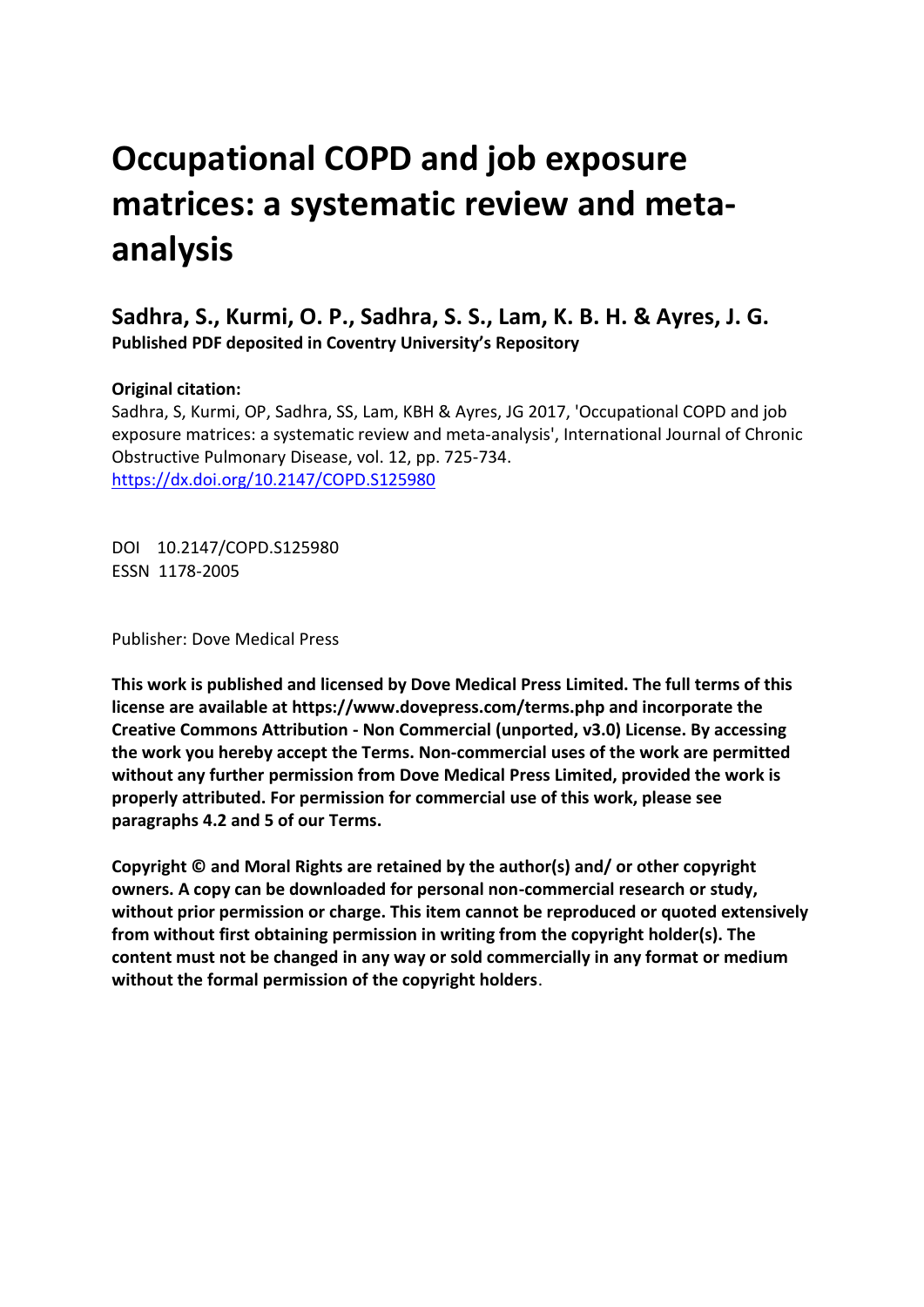# Occupational COPD and job exposure matrices: a systematic review and meta-analysis

## Sadhra, S., Kurmi, O. P., Sadhra, S. S., Lam, K. B. H. & Ayres, J. G.

**Published PDF deposited in Coventry University's Repository**

**Original citation:**

Sadhra, S, Kurmi, OP, Sadhra, SS, Lam, KBH & Ayres, JG 2017, 'Occupational COPD and job exposure matrices: a systematic review and meta-analysis', International Journal of Chronic Obstructive Pulmonary Disease, vol. 12, pp. 725-734.
https://dx.doi.org/10.2147/COPD.S125980

DOI 10.2147/COPD.S125980
ESSN 1178-2005

Publisher: Dove Medical Press

**This work is published and licensed by Dove Medical Press Limited. The full terms of this license are available at https://www.dovepress.com/terms.php and incorporate the Creative Commons Attribution - Non Commercial (unported, v3.0) License. By accessing the work you hereby accept the Terms. Non-commercial uses of the work are permitted without any further permission from Dove Medical Press Limited, provided the work is properly attributed. For permission for commercial use of this work, please see paragraphs 4.2 and 5 of our Terms.**

**Copyright © and Moral Rights are retained by the author(s) and/ or other copyright owners. A copy can be downloaded for personal non-commercial research or study, without prior permission or charge. This item cannot be reproduced or quoted extensively from without first obtaining permission in writing from the copyright holder(s). The content must not be changed in any way or sold commercially in any format or medium without the formal permission of the copyright holders**.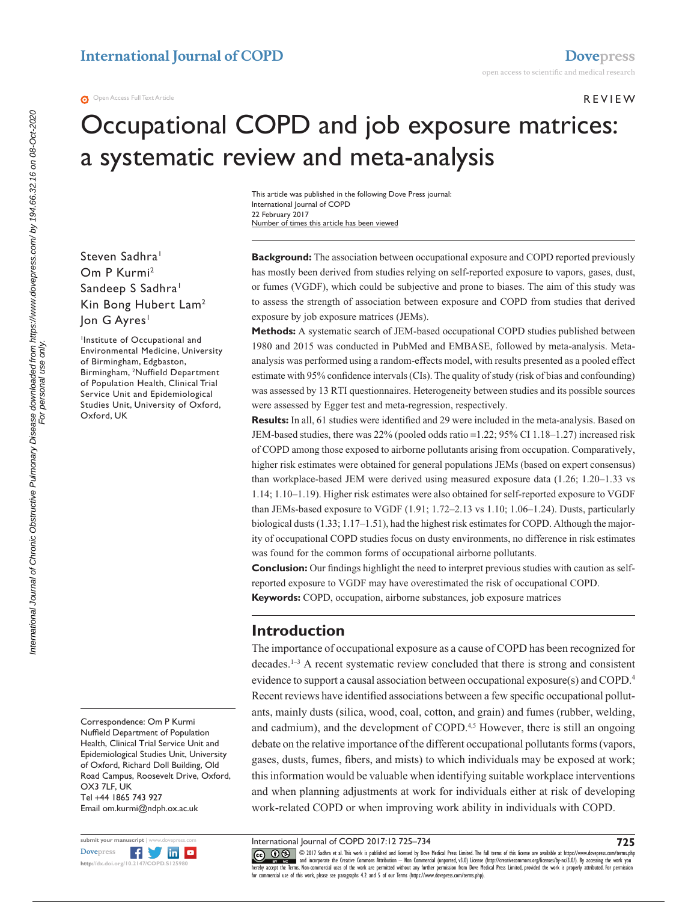# Occupational COPD and job exposure matrices: a systematic review and meta-analysis

This article was published in the following Dove Press journal:
International Journal of COPD
22 February 2017
Number of times this article has been viewed

Steven Sadhra[1]
Om P Kurmi[2]
Sandeep S Sadhra[1]
Kin Bong Hubert Lam[2]
Jon G Ayres[1]

[1]Institute of Occupational and Environmental Medicine, University of Birmingham, Edgbaston, Birmingham, [2]Nuffield Department of Population Health, Clinical Trial Service Unit and Epidemiological Studies Unit, University of Oxford, Oxford, UK

**Background:** The association between occupational exposure and COPD reported previously has mostly been derived from studies relying on self-reported exposure to vapors, gases, dust, or fumes (VGDF), which could be subjective and prone to biases. The aim of this study was to assess the strength of association between exposure and COPD from studies that derived exposure by job exposure matrices (JEMs).

**Methods:** A systematic search of JEM-based occupational COPD studies published between 1980 and 2015 was conducted in PubMed and EMBASE, followed by meta-analysis. Meta-analysis was performed using a random-effects model, with results presented as a pooled effect estimate with 95% confidence intervals (CIs). The quality of study (risk of bias and confounding) was assessed by 13 RTI questionnaires. Heterogeneity between studies and its possible sources were assessed by Egger test and meta-regression, respectively.

**Results:** In all, 61 studies were identified and 29 were included in the meta-analysis. Based on JEM-based studies, there was 22% (pooled odds ratio =1.22; 95% CI 1.18–1.27) increased risk of COPD among those exposed to airborne pollutants arising from occupation. Comparatively, higher risk estimates were obtained for general populations JEMs (based on expert consensus) than workplace-based JEM were derived using measured exposure data (1.26; 1.20–1.33 vs 1.14; 1.10–1.19). Higher risk estimates were also obtained for self-reported exposure to VGDF than JEMs-based exposure to VGDF (1.91; 1.72–2.13 vs 1.10; 1.06–1.24). Dusts, particularly biological dusts (1.33; 1.17–1.51), had the highest risk estimates for COPD. Although the majority of occupational COPD studies focus on dusty environments, no difference in risk estimates was found for the common forms of occupational airborne pollutants.

**Conclusion:** Our findings highlight the need to interpret previous studies with caution as self-reported exposure to VGDF may have overestimated the risk of occupational COPD.

**Keywords:** COPD, occupation, airborne substances, job exposure matrices

## Introduction

The importance of occupational exposure as a cause of COPD has been recognized for decades.[1–3] A recent systematic review concluded that there is strong and consistent evidence to support a causal association between occupational exposure(s) and COPD.[4] Recent reviews have identified associations between a few specific occupational pollutants, mainly dusts (silica, wood, coal, cotton, and grain) and fumes (rubber, welding, and cadmium), and the development of COPD.[4,5] However, there is still an ongoing debate on the relative importance of the different occupational pollutants forms (vapors, gases, dusts, fumes, fibers, and mists) to which individuals may be exposed at work; this information would be valuable when identifying suitable workplace interventions and when planning adjustments at work for individuals either at risk of developing work-related COPD or when improving work ability in individuals with COPD.

Correspondence: Om P Kurmi
Nuffield Department of Population Health, Clinical Trial Service Unit and Epidemiological Studies Unit, University of Oxford, Richard Doll Building, Old Road Campus, Roosevelt Drive, Oxford, OX3 7LF, UK
Tel +44 1865 743 927
Email om.kurmi@ndph.ox.ac.uk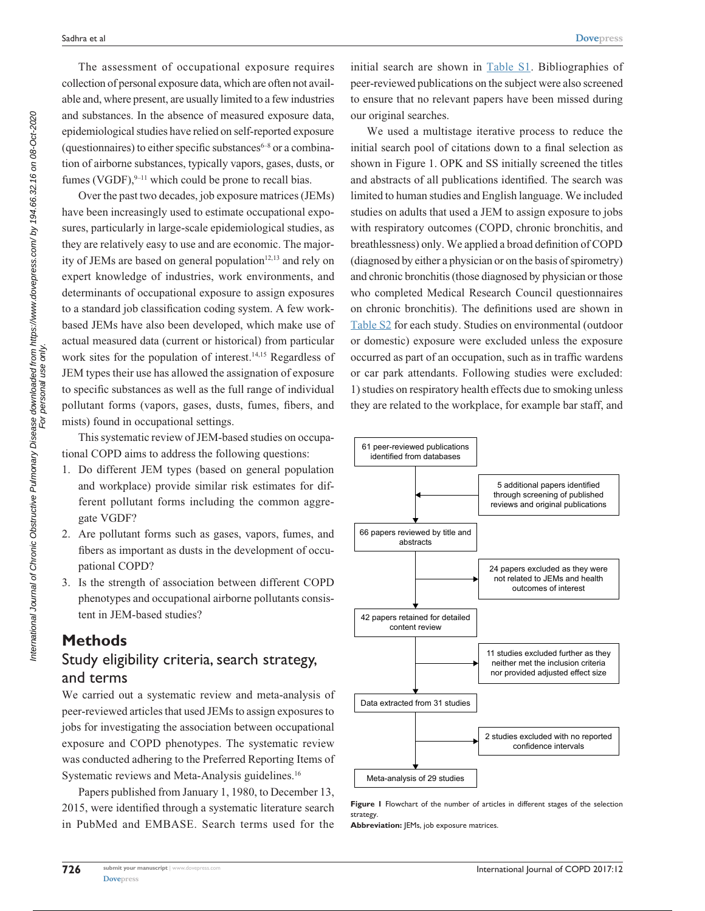The assessment of occupational exposure requires collection of personal exposure data, which are often not available and, where present, are usually limited to a few industries and substances. In the absence of measured exposure data, epidemiological studies have relied on self-reported exposure (questionnaires) to either specific substances[6–8] or a combination of airborne substances, typically vapors, gases, dusts, or fumes (VGDF),[9–11] which could be prone to recall bias.

Over the past two decades, job exposure matrices (JEMs) have been increasingly used to estimate occupational exposures, particularly in large-scale epidemiological studies, as they are relatively easy to use and are economic. The majority of JEMs are based on general population[12,13] and rely on expert knowledge of industries, work environments, and determinants of occupational exposure to assign exposures to a standard job classification coding system. A few work-based JEMs have also been developed, which make use of actual measured data (current or historical) from particular work sites for the population of interest.[14,15] Regardless of JEM types their use has allowed the assignation of exposure to specific substances as well as the full range of individual pollutant forms (vapors, gases, dusts, fumes, fibers, and mists) found in occupational settings.

This systematic review of JEM-based studies on occupational COPD aims to address the following questions:

1. Do different JEM types (based on general population and workplace) provide similar risk estimates for different pollutant forms including the common aggregate VGDF?
2. Are pollutant forms such as gases, vapors, fumes, and fibers as important as dusts in the development of occupational COPD?
3. Is the strength of association between different COPD phenotypes and occupational airborne pollutants consistent in JEM-based studies?

# Methods

## Study eligibility criteria, search strategy, and terms

We carried out a systematic review and meta-analysis of peer-reviewed articles that used JEMs to assign exposures to jobs for investigating the association between occupational exposure and COPD phenotypes. The systematic review was conducted adhering to the Preferred Reporting Items of Systematic reviews and Meta-Analysis guidelines.[16]

Papers published from January 1, 1980, to December 13, 2015, were identified through a systematic literature search in PubMed and EMBASE. Search terms used for the initial search are shown in Table S1. Bibliographies of peer-reviewed publications on the subject were also screened to ensure that no relevant papers have been missed during our original searches.

We used a multistage iterative process to reduce the initial search pool of citations down to a final selection as shown in Figure 1. OPK and SS initially screened the titles and abstracts of all publications identified. The search was limited to human studies and English language. We included studies on adults that used a JEM to assign exposure to jobs with respiratory outcomes (COPD, chronic bronchitis, and breathlessness) only. We applied a broad definition of COPD (diagnosed by either a physician or on the basis of spirometry) and chronic bronchitis (those diagnosed by physician or those who completed Medical Research Council questionnaires on chronic bronchitis). The definitions used are shown in Table S2 for each study. Studies on environmental (outdoor or domestic) exposure were excluded unless the exposure occurred as part of an occupation, such as in traffic wardens or car park attendants. Following studies were excluded: 1) studies on respiratory health effects due to smoking unless they are related to the workplace, for example bar staff, and

61 peer-reviewed publications identified from databases
→ 5 additional papers identified through screening of published reviews and original publications
66 papers reviewed by title and abstracts
→ 24 papers excluded as they were not related to JEMs and health outcomes of interest
42 papers retained for detailed content review
→ 11 studies excluded further as they neither met the inclusion criteria nor provided adjusted effect size
Data extracted from 31 studies
→ 2 studies excluded with no reported confidence intervals
Meta-analysis of 29 studies

**Figure 1** Flowchart of the number of articles in different stages of the selection strategy.

**Abbreviation:** JEMs, job exposure matrices.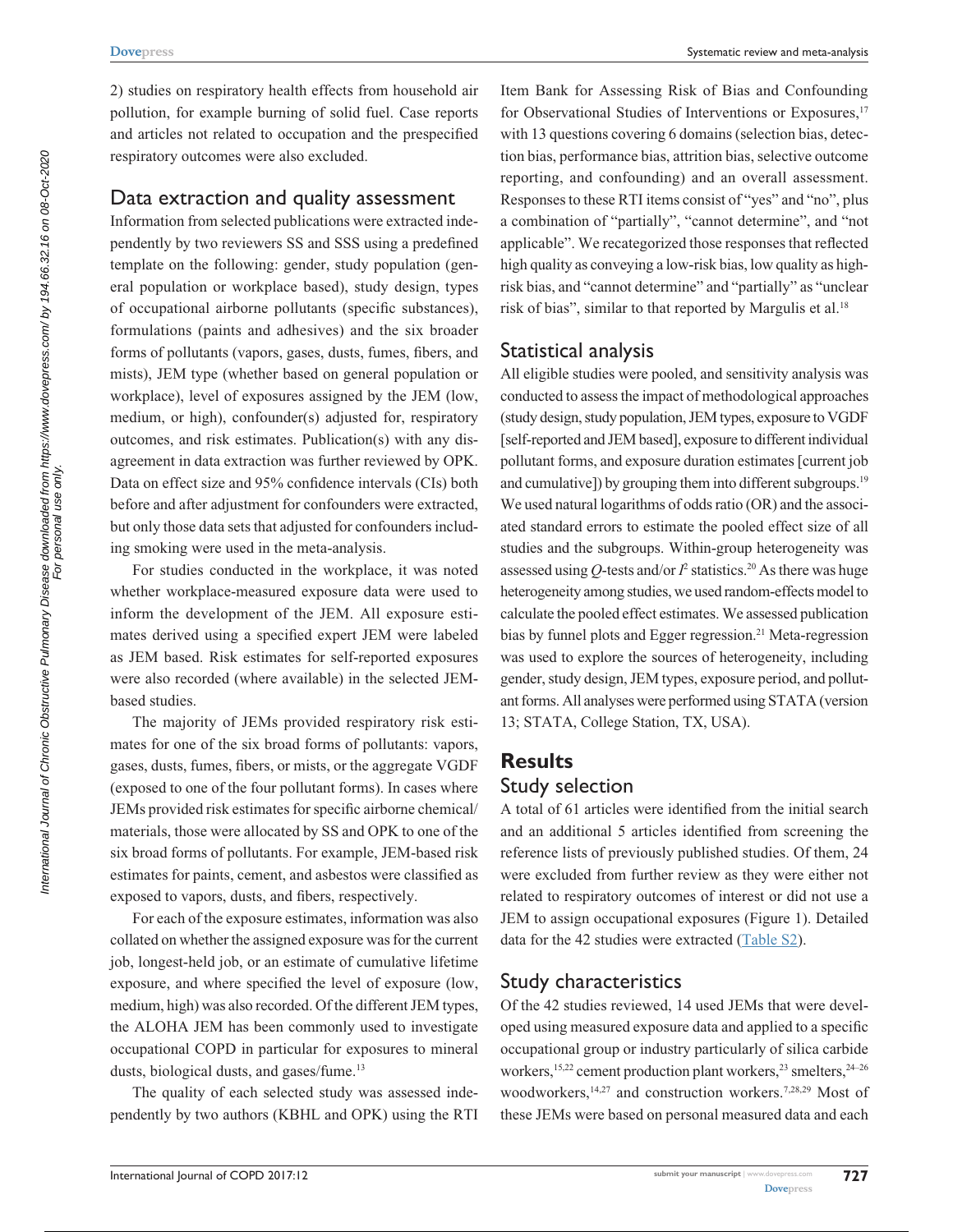2) studies on respiratory health effects from household air pollution, for example burning of solid fuel. Case reports and articles not related to occupation and the prespecified respiratory outcomes were also excluded.

## Data extraction and quality assessment

Information from selected publications were extracted independently by two reviewers SS and SSS using a predefined template on the following: gender, study population (general population or workplace based), study design, types of occupational airborne pollutants (specific substances), formulations (paints and adhesives) and the six broader forms of pollutants (vapors, gases, dusts, fumes, fibers, and mists), JEM type (whether based on general population or workplace), level of exposures assigned by the JEM (low, medium, or high), confounder(s) adjusted for, respiratory outcomes, and risk estimates. Publication(s) with any disagreement in data extraction was further reviewed by OPK. Data on effect size and 95% confidence intervals (CIs) both before and after adjustment for confounders were extracted, but only those data sets that adjusted for confounders including smoking were used in the meta-analysis.

For studies conducted in the workplace, it was noted whether workplace-measured exposure data were used to inform the development of the JEM. All exposure estimates derived using a specified expert JEM were labeled as JEM based. Risk estimates for self-reported exposures were also recorded (where available) in the selected JEM-based studies.

The majority of JEMs provided respiratory risk estimates for one of the six broad forms of pollutants: vapors, gases, dusts, fumes, fibers, or mists, or the aggregate VGDF (exposed to one of the four pollutant forms). In cases where JEMs provided risk estimates for specific airborne chemical/materials, those were allocated by SS and OPK to one of the six broad forms of pollutants. For example, JEM-based risk estimates for paints, cement, and asbestos were classified as exposed to vapors, dusts, and fibers, respectively.

For each of the exposure estimates, information was also collated on whether the assigned exposure was for the current job, longest-held job, or an estimate of cumulative lifetime exposure, and where specified the level of exposure (low, medium, high) was also recorded. Of the different JEM types, the ALOHA JEM has been commonly used to investigate occupational COPD in particular for exposures to mineral dusts, biological dusts, and gases/fume.[13]

The quality of each selected study was assessed independently by two authors (KBHL and OPK) using the RTI Item Bank for Assessing Risk of Bias and Confounding for Observational Studies of Interventions or Exposures,[17] with 13 questions covering 6 domains (selection bias, detection bias, performance bias, attrition bias, selective outcome reporting, and confounding) and an overall assessment. Responses to these RTI items consist of "yes" and "no", plus a combination of "partially", "cannot determine", and "not applicable". We recategorized those responses that reflected high quality as conveying a low-risk bias, low quality as high-risk bias, and "cannot determine" and "partially" as "unclear risk of bias", similar to that reported by Margulis et al.[18]

## Statistical analysis

All eligible studies were pooled, and sensitivity analysis was conducted to assess the impact of methodological approaches (study design, study population, JEM types, exposure to VGDF [self-reported and JEM based], exposure to different individual pollutant forms, and exposure duration estimates [current job and cumulative]) by grouping them into different subgroups.[19] We used natural logarithms of odds ratio (OR) and the associated standard errors to estimate the pooled effect size of all studies and the subgroups. Within-group heterogeneity was assessed using $Q$-tests and/or $I^2$ statistics.[20] As there was huge heterogeneity among studies, we used random-effects model to calculate the pooled effect estimates. We assessed publication bias by funnel plots and Egger regression.[21] Meta-regression was used to explore the sources of heterogeneity, including gender, study design, JEM types, exposure period, and pollutant forms. All analyses were performed using STATA (version 13; STATA, College Station, TX, USA).

# Results

## Study selection

A total of 61 articles were identified from the initial search and an additional 5 articles identified from screening the reference lists of previously published studies. Of them, 24 were excluded from further review as they were either not related to respiratory outcomes of interest or did not use a JEM to assign occupational exposures (Figure 1). Detailed data for the 42 studies were extracted (Table S2).

## Study characteristics

Of the 42 studies reviewed, 14 used JEMs that were developed using measured exposure data and applied to a specific occupational group or industry particularly of silica carbide workers,[15,22] cement production plant workers,[23] smelters,[24–26] woodworkers,[14,27] and construction workers.[7,28,29] Most of these JEMs were based on personal measured data and each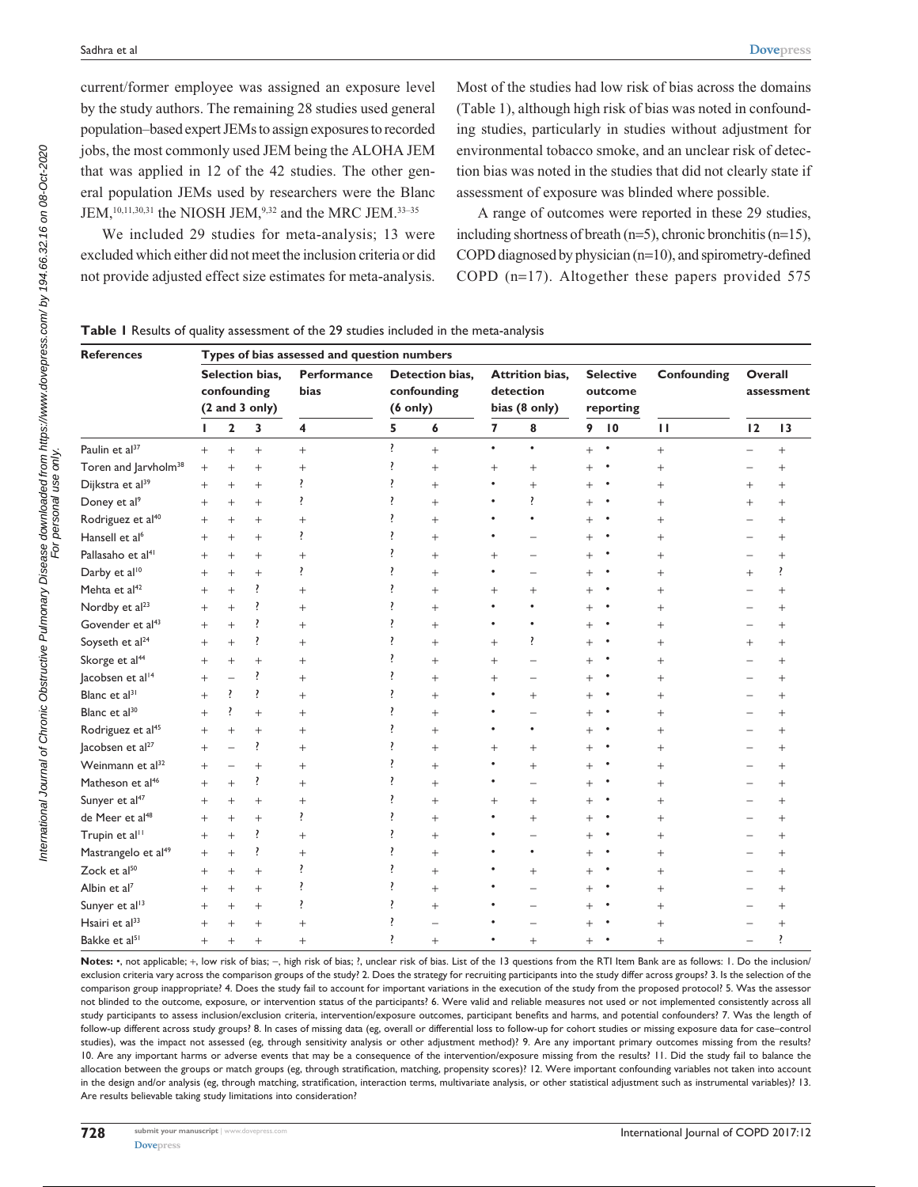current/former employee was assigned an exposure level by the study authors. The remaining 28 studies used general population–based expert JEMs to assign exposures to recorded jobs, the most commonly used JEM being the ALOHA JEM that was applied in 12 of the 42 studies. The other general population JEMs used by researchers were the Blanc JEM,[10,11,30,31] the NIOSH JEM,[9,32] and the MRC JEM.[33–35]

We included 29 studies for meta-analysis; 13 were excluded which either did not meet the inclusion criteria or did not provide adjusted effect size estimates for meta-analysis. Most of the studies had low risk of bias across the domains (Table 1), although high risk of bias was noted in confounding studies, particularly in studies without adjustment for environmental tobacco smoke, and an unclear risk of detection bias was noted in the studies that did not clearly state if assessment of exposure was blinded where possible.

A range of outcomes were reported in these 29 studies, including shortness of breath (n=5), chronic bronchitis (n=15), COPD diagnosed by physician (n=10), and spirometry-defined COPD (n=17). Altogether these papers provided 575

**Table 1** Results of quality assessment of the 29 studies included in the meta-analysis

| References | Types of bias assessed and question numbers | | | | | | | | | | | | |
|---|---|---|---|---|---|---|---|---|---|---|---|---|---|
| | Selection bias, confounding (2 and 3 only) | | | Performance bias | Detection bias, confounding (6 only) | | Attrition bias, detection bias (8 only) | | Selective outcome reporting | | Confounding | Overall assessment | |
| | 1 | 2 | 3 | 4 | 5 | 6 | 7 | 8 | 9 | 10 | 11 | 12 | 13 |
| Paulin et al[37] | + | + | + | + | ? | + | • | • | + | • | + | – | + |
| Toren and Jarvholm[38] | + | + | + | + | ? | + | + | + | + | • | + | – | + |
| Dijkstra et al[39] | + | + | + | ? | ? | + | • | + | + | • | + | + | + |
| Doney et al[9] | + | + | + | ? | ? | + | • | ? | + | • | + | + | + |
| Rodriguez et al[40] | + | + | + | + | ? | + | • | • | + | • | + | – | + |
| Hansell et al[6] | + | + | + | ? | ? | + | • | – | + | • | + | – | + |
| Pallasaho et al[41] | + | + | + | + | ? | + | + | – | + | • | + | – | + |
| Darby et al[10] | + | + | + | ? | ? | + | • | – | + | • | + | + | ? |
| Mehta et al[42] | + | + | ? | + | ? | + | + | + | + | • | + | – | + |
| Nordby et al[23] | + | + | ? | + | ? | + | • | • | + | • | + | – | + |
| Govender et al[43] | + | + | ? | + | ? | + | • | • | + | • | + | – | + |
| Soyseth et al[24] | + | + | ? | + | ? | + | + | ? | + | • | + | + | + |
| Skorge et al[44] | + | + | + | + | ? | + | + | – | + | • | + | – | + |
| Jacobsen et al[14] | + | – | ? | + | ? | + | + | – | + | • | + | – | + |
| Blanc et al[31] | + | ? | ? | + | ? | + | • | + | + | • | + | – | + |
| Blanc et al[30] | + | ? | + | + | ? | + | • | – | + | • | + | – | + |
| Rodriguez et al[45] | + | + | + | + | ? | + | • | • | + | • | + | – | + |
| Jacobsen et al[27] | + | – | ? | + | ? | + | + | + | + | • | + | – | + |
| Weinmann et al[32] | + | – | + | + | ? | + | • | + | + | • | + | – | + |
| Matheson et al[46] | + | + | ? | + | ? | + | • | – | + | • | + | – | + |
| Sunyer et al[47] | + | + | + | + | ? | + | + | + | + | • | + | – | + |
| de Meer et al[48] | + | + | + | ? | ? | + | • | + | + | • | + | – | + |
| Trupin et al[11] | + | + | ? | + | ? | + | • | – | + | • | + | – | + |
| Mastrangelo et al[49] | + | + | ? | + | ? | + | • | • | + | • | + | – | + |
| Zock et al[50] | + | + | + | ? | ? | + | • | + | + | • | + | – | + |
| Albin et al[7] | + | + | + | ? | ? | + | • | – | + | • | + | – | + |
| Sunyer et al[13] | + | + | + | ? | ? | + | • | – | + | • | + | – | + |
| Hsairi et al[33] | + | + | + | + | ? | – | • | – | + | • | + | – | + |
| Bakke et al[51] | + | + | + | + | ? | + | • | + | + | • | + | – | ? |

**Notes:** •, not applicable; +, low risk of bias; –, high risk of bias; ?, unclear risk of bias. List of the 13 questions from the RTI Item Bank are as follows: 1. Do the inclusion/exclusion criteria vary across the comparison groups of the study? 2. Does the strategy for recruiting participants into the study differ across groups? 3. Is the selection of the comparison group inappropriate? 4. Does the study fail to account for important variations in the execution of the study from the proposed protocol? 5. Was the assessor not blinded to the outcome, exposure, or intervention status of the participants? 6. Were valid and reliable measures not used or not implemented consistently across all study participants to assess inclusion/exclusion criteria, intervention/exposure outcomes, participant benefits and harms, and potential confounders? 7. Was the length of follow-up different across study groups? 8. In cases of missing data (eg, overall or differential loss to follow-up for cohort studies or missing exposure data for case–control studies), was the impact not assessed (eg, through sensitivity analysis or other adjustment method)? 9. Are any important primary outcomes missing from the results? 10. Are any important harms or adverse events that may be a consequence of the intervention/exposure missing from the results? 11. Did the study fail to balance the allocation between the groups or match groups (eg, through stratification, matching, propensity scores)? 12. Were important confounding variables not taken into account in the design and/or analysis (eg, through matching, stratification, interaction terms, multivariate analysis, or other statistical adjustment such as instrumental variables)? 13. Are results believable taking study limitations into consideration?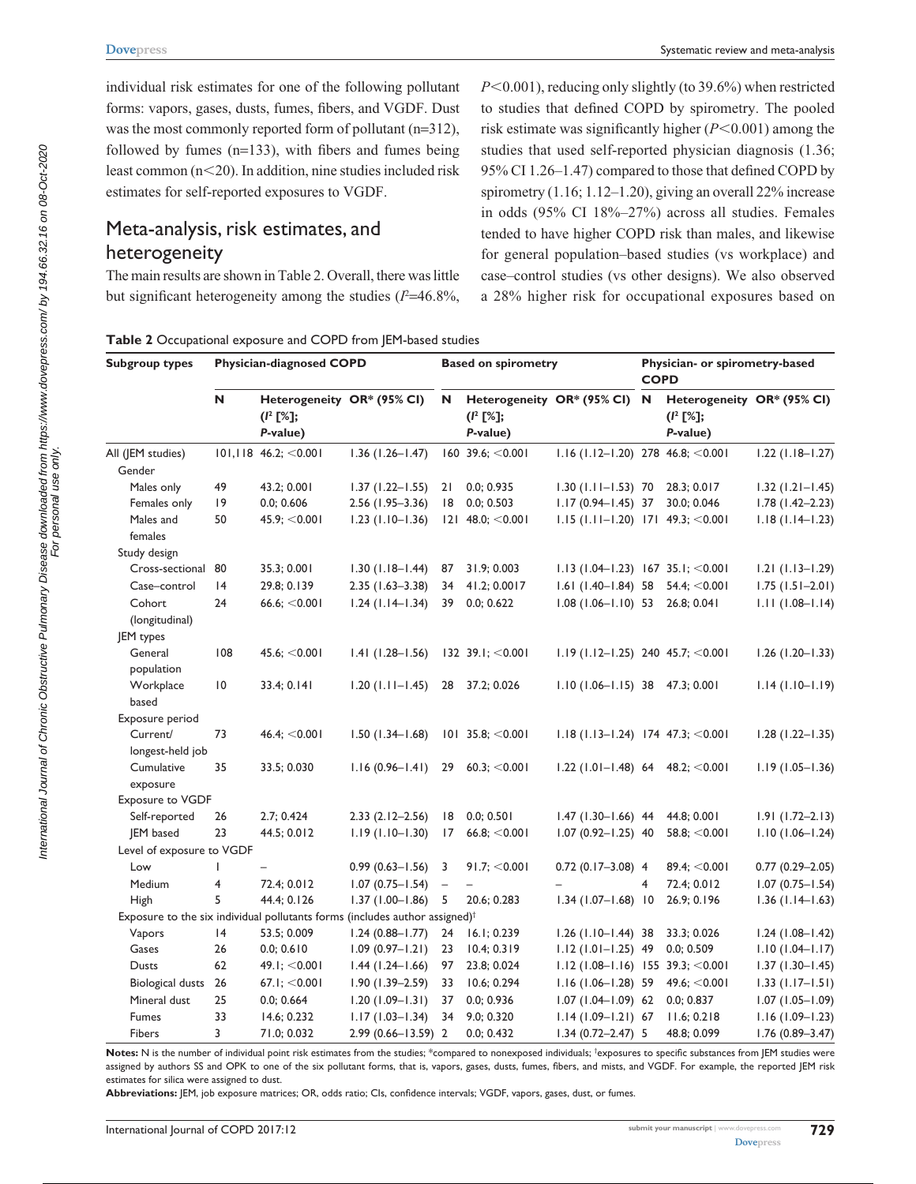individual risk estimates for one of the following pollutant forms: vapors, gases, dusts, fumes, fibers, and VGDF. Dust was the most commonly reported form of pollutant (n=312), followed by fumes (n=133), with fibers and fumes being least common (n<20). In addition, nine studies included risk estimates for self-reported exposures to VGDF.

## Meta-analysis, risk estimates, and heterogeneity

The main results are shown in Table 2. Overall, there was little but significant heterogeneity among the studies ($I^2$=46.8%, $P$<0.001), reducing only slightly (to 39.6%) when restricted to studies that defined COPD by spirometry. The pooled risk estimate was significantly higher ($P$<0.001) among the studies that used self-reported physician diagnosis (1.36; 95% CI 1.26–1.47) compared to those that defined COPD by spirometry (1.16; 1.12–1.20), giving an overall 22% increase in odds (95% CI 18%–27%) across all studies. Females tended to have higher COPD risk than males, and likewise for general population–based studies (vs workplace) and case–control studies (vs other designs). We also observed a 28% higher risk for occupational exposures based on

**Table 2** Occupational exposure and COPD from JEM-based studies

| Subgroup types | Physician-diagnosed COPD | | | Based on spirometry | | | Physician- or spirometry-based COPD | | |
|---|---|---|---|---|---|---|---|---|---|
| | N | Heterogeneity ($I^2$ [%]; $P$-value) | OR* (95% CI) | N | Heterogeneity ($I^2$ [%]; $P$-value) | OR* (95% CI) | N | Heterogeneity ($I^2$ [%]; $P$-value) | OR* (95% CI) |
| All (JEM studies) | 101,118 | 46.2; <0.001 | 1.36 (1.26–1.47) | 160 | 39.6; <0.001 | 1.16 (1.12–1.20) | 278 | 46.8; <0.001 | 1.22 (1.18–1.27) |
| Gender | | | | | | | | | |
| Males only | 49 | 43.2; 0.001 | 1.37 (1.22–1.55) | 21 | 0.0; 0.935 | 1.30 (1.11–1.53) | 70 | 28.3; 0.017 | 1.32 (1.21–1.45) |
| Females only | 19 | 0.0; 0.606 | 2.56 (1.95–3.36) | 18 | 0.0; 0.503 | 1.17 (0.94–1.45) | 37 | 30.0; 0.046 | 1.78 (1.42–2.23) |
| Males and females | 50 | 45.9; <0.001 | 1.23 (1.10–1.36) | 121 | 48.0; <0.001 | 1.15 (1.11–1.20) | 171 | 49.3; <0.001 | 1.18 (1.14–1.23) |
| Study design | | | | | | | | | |
| Cross-sectional | 80 | 35.3; 0.001 | 1.30 (1.18–1.44) | 87 | 31.9; 0.003 | 1.13 (1.04–1.23) | 167 | 35.1; <0.001 | 1.21 (1.13–1.29) |
| Case–control | 14 | 29.8; 0.139 | 2.35 (1.63–3.38) | 34 | 41.2; 0.0017 | 1.61 (1.40–1.84) | 58 | 54.4; <0.001 | 1.75 (1.51–2.01) |
| Cohort (longitudinal) | 24 | 66.6; <0.001 | 1.24 (1.14–1.34) | 39 | 0.0; 0.622 | 1.08 (1.06–1.10) | 53 | 26.8; 0.041 | 1.11 (1.08–1.14) |
| JEM types | | | | | | | | | |
| General population | 108 | 45.6; <0.001 | 1.41 (1.28–1.56) | 132 | 39.1; <0.001 | 1.19 (1.12–1.25) | 240 | 45.7; <0.001 | 1.26 (1.20–1.33) |
| Workplace based | 10 | 33.4; 0.141 | 1.20 (1.11–1.45) | 28 | 37.2; 0.026 | 1.10 (1.06–1.15) | 38 | 47.3; 0.001 | 1.14 (1.10–1.19) |
| Exposure period | | | | | | | | | |
| Current/ longest-held job | 73 | 46.4; <0.001 | 1.50 (1.34–1.68) | 101 | 35.8; <0.001 | 1.18 (1.13–1.24) | 174 | 47.3; <0.001 | 1.28 (1.22–1.35) |
| Cumulative exposure | 35 | 33.5; 0.030 | 1.16 (0.96–1.41) | 29 | 60.3; <0.001 | 1.22 (1.01–1.48) | 64 | 48.2; <0.001 | 1.19 (1.05–1.36) |
| Exposure to VGDF | | | | | | | | | |
| Self-reported | 26 | 2.7; 0.424 | 2.33 (2.12–2.56) | 18 | 0.0; 0.501 | 1.47 (1.30–1.66) | 44 | 44.8; 0.001 | 1.91 (1.72–2.13) |
| JEM based | 23 | 44.5; 0.012 | 1.19 (1.10–1.30) | 17 | 66.8; <0.001 | 1.07 (0.92–1.25) | 40 | 58.8; <0.001 | 1.10 (1.06–1.24) |
| Level of exposure to VGDF | | | | | | | | | |
| Low | 1 | – | 0.99 (0.63–1.56) | 3 | 91.7; <0.001 | 0.72 (0.17–3.08) | 4 | 89.4; <0.001 | 0.77 (0.29–2.05) |
| Medium | 4 | 72.4; 0.012 | 1.07 (0.75–1.54) | – | – | – | 4 | 72.4; 0.012 | 1.07 (0.75–1.54) |
| High | 5 | 44.4; 0.126 | 1.37 (1.00–1.86) | 5 | 20.6; 0.283 | 1.34 (1.07–1.68) | 10 | 26.9; 0.196 | 1.36 (1.14–1.63) |
| Exposure to the six individual pollutants forms (includes author assigned)[†] | | | | | | | | | |
| Vapors | 14 | 53.5; 0.009 | 1.24 (0.88–1.77) | 24 | 16.1; 0.239 | 1.26 (1.10–1.44) | 38 | 33.3; 0.026 | 1.24 (1.08–1.42) |
| Gases | 26 | 0.0; 0.610 | 1.09 (0.97–1.21) | 23 | 10.4; 0.319 | 1.12 (1.01–1.25) | 49 | 0.0; 0.509 | 1.10 (1.04–1.17) |
| Dusts | 62 | 49.1; <0.001 | 1.44 (1.24–1.66) | 97 | 23.8; 0.024 | 1.12 (1.08–1.16) | 155 | 39.3; <0.001 | 1.37 (1.30–1.45) |
| Biological dusts | 26 | 67.1; <0.001 | 1.90 (1.39–2.59) | 33 | 10.6; 0.294 | 1.16 (1.06–1.28) | 59 | 49.6; <0.001 | 1.33 (1.17–1.51) |
| Mineral dust | 25 | 0.0; 0.664 | 1.20 (1.09–1.31) | 37 | 0.0; 0.936 | 1.07 (1.04–1.09) | 62 | 0.0; 0.837 | 1.07 (1.05–1.09) |
| Fumes | 33 | 14.6; 0.232 | 1.17 (1.03–1.34) | 34 | 9.0; 0.320 | 1.14 (1.09–1.21) | 67 | 11.6; 0.218 | 1.16 (1.09–1.23) |
| Fibers | 3 | 71.0; 0.032 | 2.99 (0.66–13.59) | 2 | 0.0; 0.432 | 1.34 (0.72–2.47) | 5 | 48.8; 0.099 | 1.76 (0.89–3.47) |

**Notes:** N is the number of individual point risk estimates from the studies; *compared to nonexposed individuals; [†]exposures to specific substances from JEM studies were assigned by authors SS and OPK to one of the six pollutant forms, that is, vapors, gases, dusts, fumes, fibers, and mists, and VGDF. For example, the reported JEM risk estimates for silica were assigned to dust.

**Abbreviations:** JEM, job exposure matrices; OR, odds ratio; CIs, confidence intervals; VGDF, vapors, gases, dust, or fumes.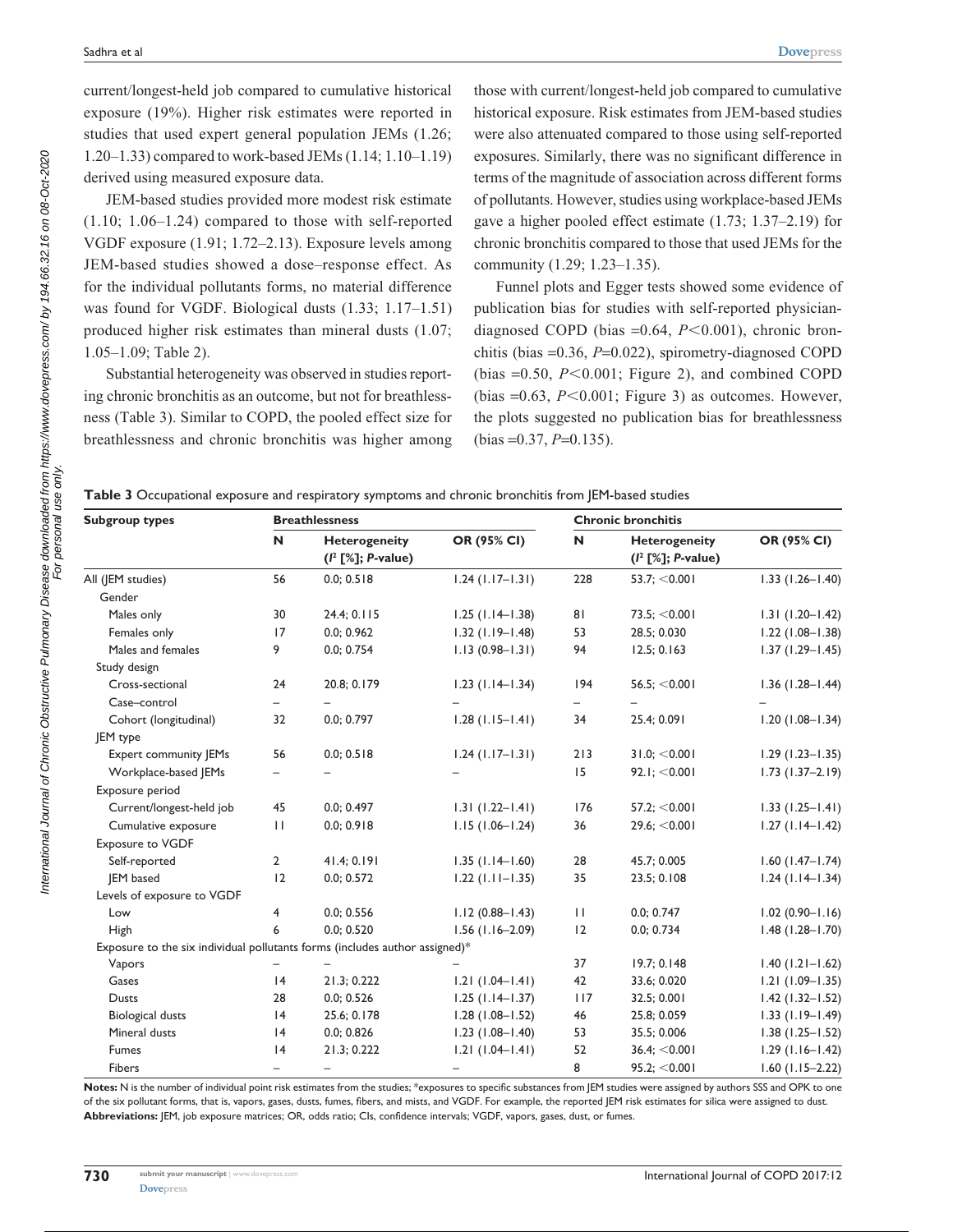current/longest-held job compared to cumulative historical exposure (19%). Higher risk estimates were reported in studies that used expert general population JEMs (1.26; 1.20–1.33) compared to work-based JEMs (1.14; 1.10–1.19) derived using measured exposure data.

JEM-based studies provided more modest risk estimate (1.10; 1.06–1.24) compared to those with self-reported VGDF exposure (1.91; 1.72–2.13). Exposure levels among JEM-based studies showed a dose–response effect. As for the individual pollutants forms, no material difference was found for VGDF. Biological dusts (1.33; 1.17–1.51) produced higher risk estimates than mineral dusts (1.07; 1.05–1.09; Table 2).

Substantial heterogeneity was observed in studies reporting chronic bronchitis as an outcome, but not for breathlessness (Table 3). Similar to COPD, the pooled effect size for breathlessness and chronic bronchitis was higher among those with current/longest-held job compared to cumulative historical exposure. Risk estimates from JEM-based studies were also attenuated compared to those using self-reported exposures. Similarly, there was no significant difference in terms of the magnitude of association across different forms of pollutants. However, studies using workplace-based JEMs gave a higher pooled effect estimate (1.73; 1.37–2.19) for chronic bronchitis compared to those that used JEMs for the community (1.29; 1.23–1.35).

Funnel plots and Egger tests showed some evidence of publication bias for studies with self-reported physician-diagnosed COPD (bias =0.64, $P<0.001$), chronic bronchitis (bias =0.36, $P=0.022$), spirometry-diagnosed COPD (bias =0.50, $P<0.001$; Figure 2), and combined COPD (bias =0.63, $P<0.001$; Figure 3) as outcomes. However, the plots suggested no publication bias for breathlessness (bias =0.37, $P=0.135$).

**Table 3** Occupational exposure and respiratory symptoms and chronic bronchitis from JEM-based studies

| Subgroup types | Breathlessness | | | Chronic bronchitis | | |
|---|---|---|---|---|---|---|
| | N | Heterogeneity ($I^2$ [%]; *P*-value) | OR (95% CI) | N | Heterogeneity ($I^2$ [%]; *P*-value) | OR (95% CI) |
| All (JEM studies) | 56 | 0.0; 0.518 | 1.24 (1.17–1.31) | 228 | 53.7; <0.001 | 1.33 (1.26–1.40) |
| Gender | | | | | | |
| Males only | 30 | 24.4; 0.115 | 1.25 (1.14–1.38) | 81 | 73.5; <0.001 | 1.31 (1.20–1.42) |
| Females only | 17 | 0.0; 0.962 | 1.32 (1.19–1.48) | 53 | 28.5; 0.030 | 1.22 (1.08–1.38) |
| Males and females | 9 | 0.0; 0.754 | 1.13 (0.98–1.31) | 94 | 12.5; 0.163 | 1.37 (1.29–1.45) |
| Study design | | | | | | |
| Cross-sectional | 24 | 20.8; 0.179 | 1.23 (1.14–1.34) | 194 | 56.5; <0.001 | 1.36 (1.28–1.44) |
| Case–control | – | – | – | – | – | – |
| Cohort (longitudinal) | 32 | 0.0; 0.797 | 1.28 (1.15–1.41) | 34 | 25.4; 0.091 | 1.20 (1.08–1.34) |
| JEM type | | | | | | |
| Expert community JEMs | 56 | 0.0; 0.518 | 1.24 (1.17–1.31) | 213 | 31.0; <0.001 | 1.29 (1.23–1.35) |
| Workplace-based JEMs | – | – | – | 15 | 92.1; <0.001 | 1.73 (1.37–2.19) |
| Exposure period | | | | | | |
| Current/longest-held job | 45 | 0.0; 0.497 | 1.31 (1.22–1.41) | 176 | 57.2; <0.001 | 1.33 (1.25–1.41) |
| Cumulative exposure | 11 | 0.0; 0.918 | 1.15 (1.06–1.24) | 36 | 29.6; <0.001 | 1.27 (1.14–1.42) |
| Exposure to VGDF | | | | | | |
| Self-reported | 2 | 41.4; 0.191 | 1.35 (1.14–1.60) | 28 | 45.7; 0.005 | 1.60 (1.47–1.74) |
| JEM based | 12 | 0.0; 0.572 | 1.22 (1.11–1.35) | 35 | 23.5; 0.108 | 1.24 (1.14–1.34) |
| Levels of exposure to VGDF | | | | | | |
| Low | 4 | 0.0; 0.556 | 1.12 (0.88–1.43) | 11 | 0.0; 0.747 | 1.02 (0.90–1.16) |
| High | 6 | 0.0; 0.520 | 1.56 (1.16–2.09) | 12 | 0.0; 0.734 | 1.48 (1.28–1.70) |
| Exposure to the six individual pollutants forms (includes author assigned)* | | | | | | |
| Vapors | – | – | – | 37 | 19.7; 0.148 | 1.40 (1.21–1.62) |
| Gases | 14 | 21.3; 0.222 | 1.21 (1.04–1.41) | 42 | 33.6; 0.020 | 1.21 (1.09–1.35) |
| Dusts | 28 | 0.0; 0.526 | 1.25 (1.14–1.37) | 117 | 32.5; 0.001 | 1.42 (1.32–1.52) |
| Biological dusts | 14 | 25.6; 0.178 | 1.28 (1.08–1.52) | 46 | 25.8; 0.059 | 1.33 (1.19–1.49) |
| Mineral dusts | 14 | 0.0; 0.826 | 1.23 (1.08–1.40) | 53 | 35.5; 0.006 | 1.38 (1.25–1.52) |
| Fumes | 14 | 21.3; 0.222 | 1.21 (1.04–1.41) | 52 | 36.4; <0.001 | 1.29 (1.16–1.42) |
| Fibers | – | – | – | 8 | 95.2; <0.001 | 1.60 (1.15–2.22) |

**Notes:** N is the number of individual point risk estimates from the studies; *exposures to specific substances from JEM studies were assigned by authors SSS and OPK to one of the six pollutant forms, that is, vapors, gases, dusts, fumes, fibers, and mists, and VGDF. For example, the reported JEM risk estimates for silica were assigned to dust.
**Abbreviations:** JEM, job exposure matrices; OR, odds ratio; CIs, confidence intervals; VGDF, vapors, gases, dust, or fumes.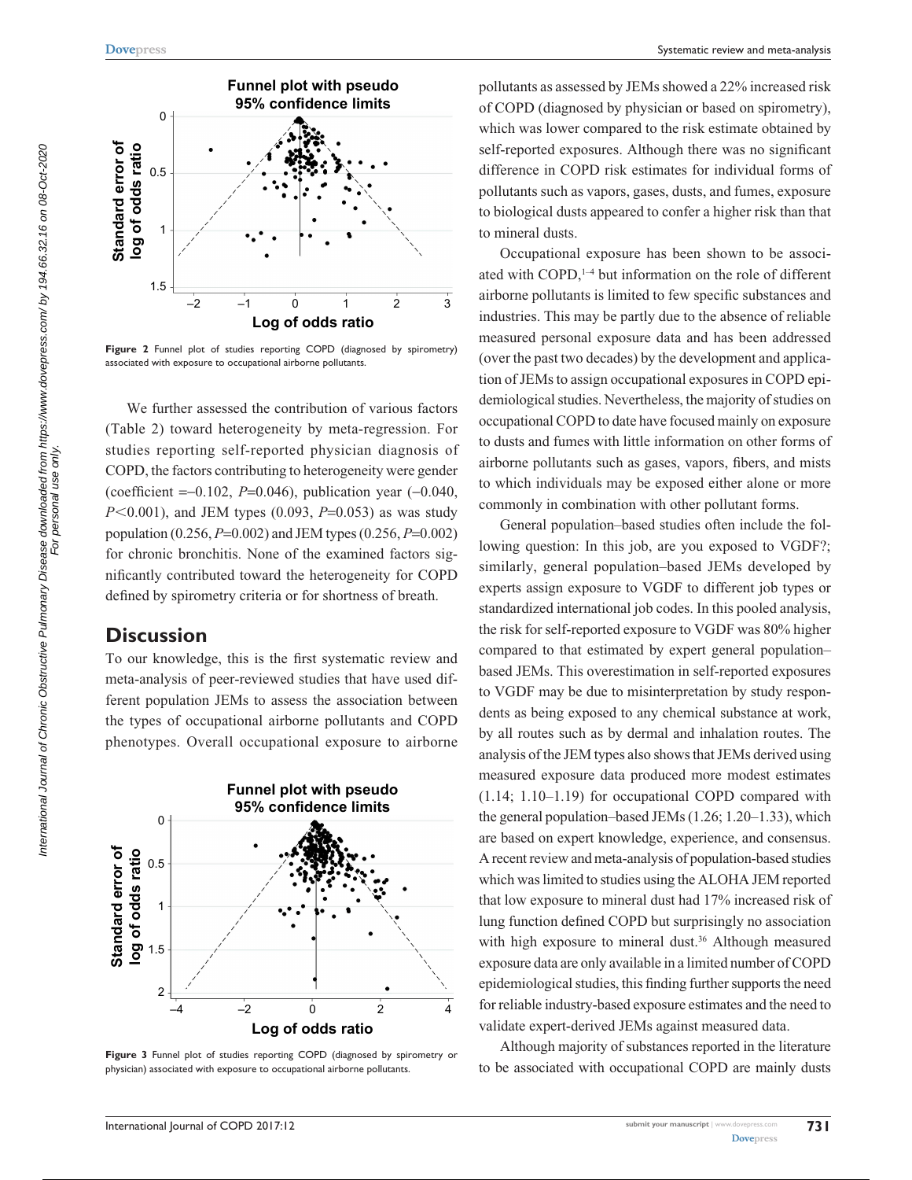Figure 2 Funnel plot of studies reporting COPD (diagnosed by spirometry) associated with exposure to occupational airborne pollutants.

We further assessed the contribution of various factors (Table 2) toward heterogeneity by meta-regression. For studies reporting self-reported physician diagnosis of COPD, the factors contributing to heterogeneity were gender (coefficient =−0.102, $P$=0.046), publication year (−0.040, $P$<0.001), and JEM types (0.093, $P$=0.053) as was study population (0.256, $P$=0.002) and JEM types (0.256, $P$=0.002) for chronic bronchitis. None of the examined factors significantly contributed toward the heterogeneity for COPD defined by spirometry criteria or for shortness of breath.

## Discussion

To our knowledge, this is the first systematic review and meta-analysis of peer-reviewed studies that have used different population JEMs to assess the association between the types of occupational airborne pollutants and COPD phenotypes. Overall occupational exposure to airborne pollutants as assessed by JEMs showed a 22% increased risk of COPD (diagnosed by physician or based on spirometry), which was lower compared to the risk estimate obtained by self-reported exposures. Although there was no significant difference in COPD risk estimates for individual forms of pollutants such as vapors, gases, dusts, and fumes, exposure to biological dusts appeared to confer a higher risk than that to mineral dusts.

Occupational exposure has been shown to be associated with COPD,[1–4] but information on the role of different airborne pollutants is limited to few specific substances and industries. This may be partly due to the absence of reliable measured personal exposure data and has been addressed (over the past two decades) by the development and application of JEMs to assign occupational exposures in COPD epidemiological studies. Nevertheless, the majority of studies on occupational COPD to date have focused mainly on exposure to dusts and fumes with little information on other forms of airborne pollutants such as gases, vapors, fibers, and mists to which individuals may be exposed either alone or more commonly in combination with other pollutant forms.

General population–based studies often include the following question: In this job, are you exposed to VGDF?; similarly, general population–based JEMs developed by experts assign exposure to VGDF to different job types or standardized international job codes. In this pooled analysis, the risk for self-reported exposure to VGDF was 80% higher compared to that estimated by expert general population–based JEMs. This overestimation in self-reported exposures to VGDF may be due to misinterpretation by study respondents as being exposed to any chemical substance at work, by all routes such as by dermal and inhalation routes. The analysis of the JEM types also shows that JEMs derived using measured exposure data produced more modest estimates (1.14; 1.10–1.19) for occupational COPD compared with the general population–based JEMs (1.26; 1.20–1.33), which are based on expert knowledge, experience, and consensus. A recent review and meta-analysis of population-based studies which was limited to studies using the ALOHA JEM reported that low exposure to mineral dust had 17% increased risk of lung function defined COPD but surprisingly no association with high exposure to mineral dust.[36] Although measured exposure data are only available in a limited number of COPD epidemiological studies, this finding further supports the need for reliable industry-based exposure estimates and the need to validate expert-derived JEMs against measured data.

Although majority of substances reported in the literature to be associated with occupational COPD are mainly dusts

Figure 3 Funnel plot of studies reporting COPD (diagnosed by spirometry or physician) associated with exposure to occupational airborne pollutants.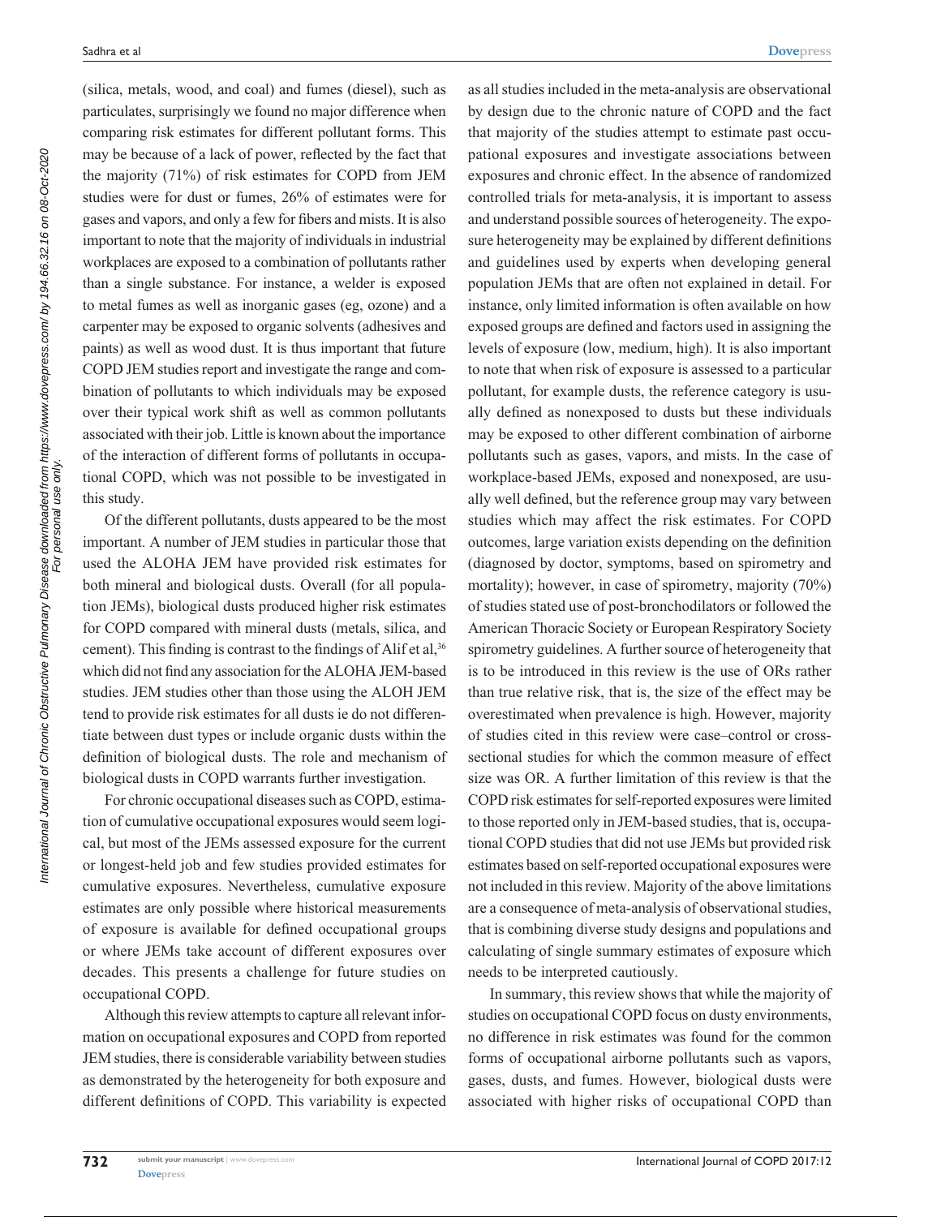(silica, metals, wood, and coal) and fumes (diesel), such as particulates, surprisingly we found no major difference when comparing risk estimates for different pollutant forms. This may be because of a lack of power, reflected by the fact that the majority (71%) of risk estimates for COPD from JEM studies were for dust or fumes, 26% of estimates were for gases and vapors, and only a few for fibers and mists. It is also important to note that the majority of individuals in industrial workplaces are exposed to a combination of pollutants rather than a single substance. For instance, a welder is exposed to metal fumes as well as inorganic gases (eg, ozone) and a carpenter may be exposed to organic solvents (adhesives and paints) as well as wood dust. It is thus important that future COPD JEM studies report and investigate the range and combination of pollutants to which individuals may be exposed over their typical work shift as well as common pollutants associated with their job. Little is known about the importance of the interaction of different forms of pollutants in occupational COPD, which was not possible to be investigated in this study.

Of the different pollutants, dusts appeared to be the most important. A number of JEM studies in particular those that used the ALOHA JEM have provided risk estimates for both mineral and biological dusts. Overall (for all population JEMs), biological dusts produced higher risk estimates for COPD compared with mineral dusts (metals, silica, and cement). This finding is contrast to the findings of Alif et al,[36] which did not find any association for the ALOHA JEM-based studies. JEM studies other than those using the ALOH JEM tend to provide risk estimates for all dusts ie do not differentiate between dust types or include organic dusts within the definition of biological dusts. The role and mechanism of biological dusts in COPD warrants further investigation.

For chronic occupational diseases such as COPD, estimation of cumulative occupational exposures would seem logical, but most of the JEMs assessed exposure for the current or longest-held job and few studies provided estimates for cumulative exposures. Nevertheless, cumulative exposure estimates are only possible where historical measurements of exposure is available for defined occupational groups or where JEMs take account of different exposures over decades. This presents a challenge for future studies on occupational COPD.

Although this review attempts to capture all relevant information on occupational exposures and COPD from reported JEM studies, there is considerable variability between studies as demonstrated by the heterogeneity for both exposure and different definitions of COPD. This variability is expected as all studies included in the meta-analysis are observational by design due to the chronic nature of COPD and the fact that majority of the studies attempt to estimate past occupational exposures and investigate associations between exposures and chronic effect. In the absence of randomized controlled trials for meta-analysis, it is important to assess and understand possible sources of heterogeneity. The exposure heterogeneity may be explained by different definitions and guidelines used by experts when developing general population JEMs that are often not explained in detail. For instance, only limited information is often available on how exposed groups are defined and factors used in assigning the levels of exposure (low, medium, high). It is also important to note that when risk of exposure is assessed to a particular pollutant, for example dusts, the reference category is usually defined as nonexposed to dusts but these individuals may be exposed to other different combination of airborne pollutants such as gases, vapors, and mists. In the case of workplace-based JEMs, exposed and nonexposed, are usually well defined, but the reference group may vary between studies which may affect the risk estimates. For COPD outcomes, large variation exists depending on the definition (diagnosed by doctor, symptoms, based on spirometry and mortality); however, in case of spirometry, majority (70%) of studies stated use of post-bronchodilators or followed the American Thoracic Society or European Respiratory Society spirometry guidelines. A further source of heterogeneity that is to be introduced in this review is the use of ORs rather than true relative risk, that is, the size of the effect may be overestimated when prevalence is high. However, majority of studies cited in this review were case–control or cross-sectional studies for which the common measure of effect size was OR. A further limitation of this review is that the COPD risk estimates for self-reported exposures were limited to those reported only in JEM-based studies, that is, occupational COPD studies that did not use JEMs but provided risk estimates based on self-reported occupational exposures were not included in this review. Majority of the above limitations are a consequence of meta-analysis of observational studies, that is combining diverse study designs and populations and calculating of single summary estimates of exposure which needs to be interpreted cautiously.

In summary, this review shows that while the majority of studies on occupational COPD focus on dusty environments, no difference in risk estimates was found for the common forms of occupational airborne pollutants such as vapors, gases, dusts, and fumes. However, biological dusts were associated with higher risks of occupational COPD than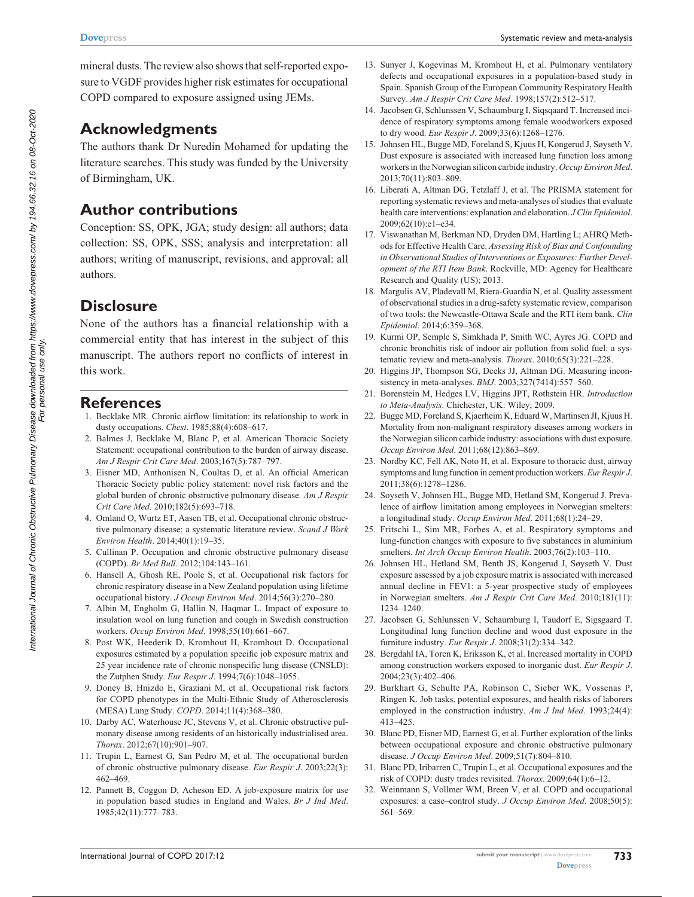mineral dusts. The review also shows that self-reported exposure to VGDF provides higher risk estimates for occupational COPD compared to exposure assigned using JEMs.

## Acknowledgments

The authors thank Dr Nuredin Mohamed for updating the literature searches. This study was funded by the University of Birmingham, UK.

## Author contributions

Conception: SS, OPK, JGA; study design: all authors; data collection: SS, OPK, SSS; analysis and interpretation: all authors; writing of manuscript, revisions, and approval: all authors.

## Disclosure

None of the authors has a financial relationship with a commercial entity that has interest in the subject of this manuscript. The authors report no conflicts of interest in this work.

## References

1. Becklake MR. Chronic airflow limitation: its relationship to work in dusty occupations. *Chest*. 1985;88(4):608–617.
2. Balmes J, Becklake M, Blanc P, et al. American Thoracic Society Statement: occupational contribution to the burden of airway disease. *Am J Respir Crit Care Med*. 2003;167(5):787–797.
3. Eisner MD, Anthonisen N, Coultas D, et al. An official American Thoracic Society public policy statement: novel risk factors and the global burden of chronic obstructive pulmonary disease. *Am J Respir Crit Care Med*. 2010;182(5):693–718.
4. Omland O, Wurtz ET, Aasen TB, et al. Occupational chronic obstructive pulmonary disease: a systematic literature review. *Scand J Work Environ Health*. 2014;40(1):19–35.
5. Cullinan P. Occupation and chronic obstructive pulmonary disease (COPD). *Br Med Bull*. 2012;104:143–161.
6. Hansell A, Ghosh RE, Poole S, et al. Occupational risk factors for chronic respiratory disease in a New Zealand population using lifetime occupational history. *J Occup Environ Med*. 2014;56(3):270–280.
7. Albin M, Engholm G, Hallin N, Haqmar L. Impact of exposure to insulation wool on lung function and cough in Swedish construction workers. *Occup Environ Med*. 1998;55(10):661–667.
8. Post WK, Heederik D, Kromhout H, Kromhout D. Occupational exposures estimated by a population specific job exposure matrix and 25 year incidence rate of chronic nonspecific lung disease (CNSLD): the Zutphen Study. *Eur Respir J*. 1994;7(6):1048–1055.
9. Doney B, Hnizdo E, Graziani M, et al. Occupational risk factors for COPD phenotypes in the Multi-Ethnic Study of Atherosclerosis (MESA) Lung Study. *COPD*. 2014;11(4):368–380.
10. Darby AC, Waterhouse JC, Stevens V, et al. Chronic obstructive pulmonary disease among residents of an historically industrialised area. *Thorax*. 2012;67(10):901–907.
11. Trupin L, Earnest G, San Pedro M, et al. The occupational burden of chronic obstructive pulmonary disease. *Eur Respir J*. 2003;22(3):462–469.
12. Pannett B, Coggon D, Acheson ED. A job-exposure matrix for use in population based studies in England and Wales. *Br J Ind Med*. 1985;42(11):777–783.
13. Sunyer J, Kogevinas M, Kromhout H, et al. Pulmonary ventilatory defects and occupational exposures in a population-based study in Spain. Spanish Group of the European Community Respiratory Health Survey. *Am J Respir Crit Care Med*. 1998;157(2):512–517.
14. Jacobsen G, Schlunssen V, Schaumburg I, Siqsqaard T. Increased incidence of respiratory symptoms among female woodworkers exposed to dry wood. *Eur Respir J*. 2009;33(6):1268–1276.
15. Johnsen HL, Bugge MD, Foreland S, Kjuus H, Kongerud J, Søyseth V. Dust exposure is associated with increased lung function loss among workers in the Norwegian silicon carbide industry. *Occup Environ Med*. 2013;70(11):803–809.
16. Liberati A, Altman DG, Tetzlaff J, et al. The PRISMA statement for reporting systematic reviews and meta-analyses of studies that evaluate health care interventions: explanation and elaboration. *J Clin Epidemiol*. 2009;62(10):e1–e34.
17. Viswanathan M, Berkman ND, Dryden DM, Hartling L; AHRQ Methods for Effective Health Care. *Assessing Risk of Bias and Confounding in Observational Studies of Interventions or Exposures: Further Development of the RTI Item Bank*. Rockville, MD: Agency for Healthcare Research and Quality (US); 2013.
18. Margulis AV, Pladevall M, Riera-Guardia N, et al. Quality assessment of observational studies in a drug-safety systematic review, comparison of two tools: the Newcastle-Ottawa Scale and the RTI item bank. *Clin Epidemiol*. 2014;6:359–368.
19. Kurmi OP, Semple S, Simkhada P, Smith WC, Ayres JG. COPD and chronic bronchitis risk of indoor air pollution from solid fuel: a systematic review and meta-analysis. *Thorax*. 2010;65(3):221–228.
20. Higgins JP, Thompson SG, Deeks JJ, Altman DG. Measuring inconsistency in meta-analyses. *BMJ*. 2003;327(7414):557–560.
21. Borenstein M, Hedges LV, Higgins JPT, Rothstein HR. *Introduction to Meta-Analysis*. Chichester, UK: Wiley; 2009.
22. Bugge MD, Foreland S, Kjaerheim K, Eduard W, Martinsen JI, Kjuus H. Mortality from non-malignant respiratory diseases among workers in the Norwegian silicon carbide industry: associations with dust exposure. *Occup Environ Med*. 2011;68(12):863–869.
23. Nordby KC, Fell AK, Noto H, et al. Exposure to thoracic dust, airway symptoms and lung function in cement production workers. *Eur Respir J*. 2011;38(6):1278–1286.
24. Soyseth V, Johnsen HL, Bugge MD, Hetland SM, Kongerud J. Prevalence of airflow limitation among employees in Norwegian smelters: a longitudinal study. *Occup Environ Med*. 2011;68(1):24–29.
25. Fritschi L, Sim MR, Forbes A, et al. Respiratory symptoms and lung-function changes with exposure to five substances in aluminium smelters. *Int Arch Occup Environ Health*. 2003;76(2):103–110.
26. Johnsen HL, Hetland SM, Benth JS, Kongerud J, Søyseth V. Dust exposure assessed by a job exposure matrix is associated with increased annual decline in FEV1: a 5-year prospective study of employees in Norwegian smelters. *Am J Respir Crit Care Med*. 2010;181(11):1234–1240.
27. Jacobsen G, Schlunssen V, Schaumburg I, Taudorf E, Sigsgaard T. Longitudinal lung function decline and wood dust exposure in the furniture industry. *Eur Respir J*. 2008;31(2):334–342.
28. Bergdahl IA, Toren K, Eriksson K, et al. Increased mortality in COPD among construction workers exposed to inorganic dust. *Eur Respir J*. 2004;23(3):402–406.
29. Burkhart G, Schulte PA, Robinson C, Sieber WK, Vossenas P, Ringen K. Job tasks, potential exposures, and health risks of laborers employed in the construction industry. *Am J Ind Med*. 1993;24(4):413–425.
30. Blanc PD, Eisner MD, Earnest G, et al. Further exploration of the links between occupational exposure and chronic obstructive pulmonary disease. *J Occup Environ Med*. 2009;51(7):804–810.
31. Blanc PD, Iribarren C, Trupin L, et al. Occupational exposures and the risk of COPD: dusty trades revisited. *Thorax*. 2009;64(1):6–12.
32. Weinmann S, Vollmer WM, Breen V, et al. COPD and occupational exposures: a case–control study. *J Occup Environ Med*. 2008;50(5):561–569.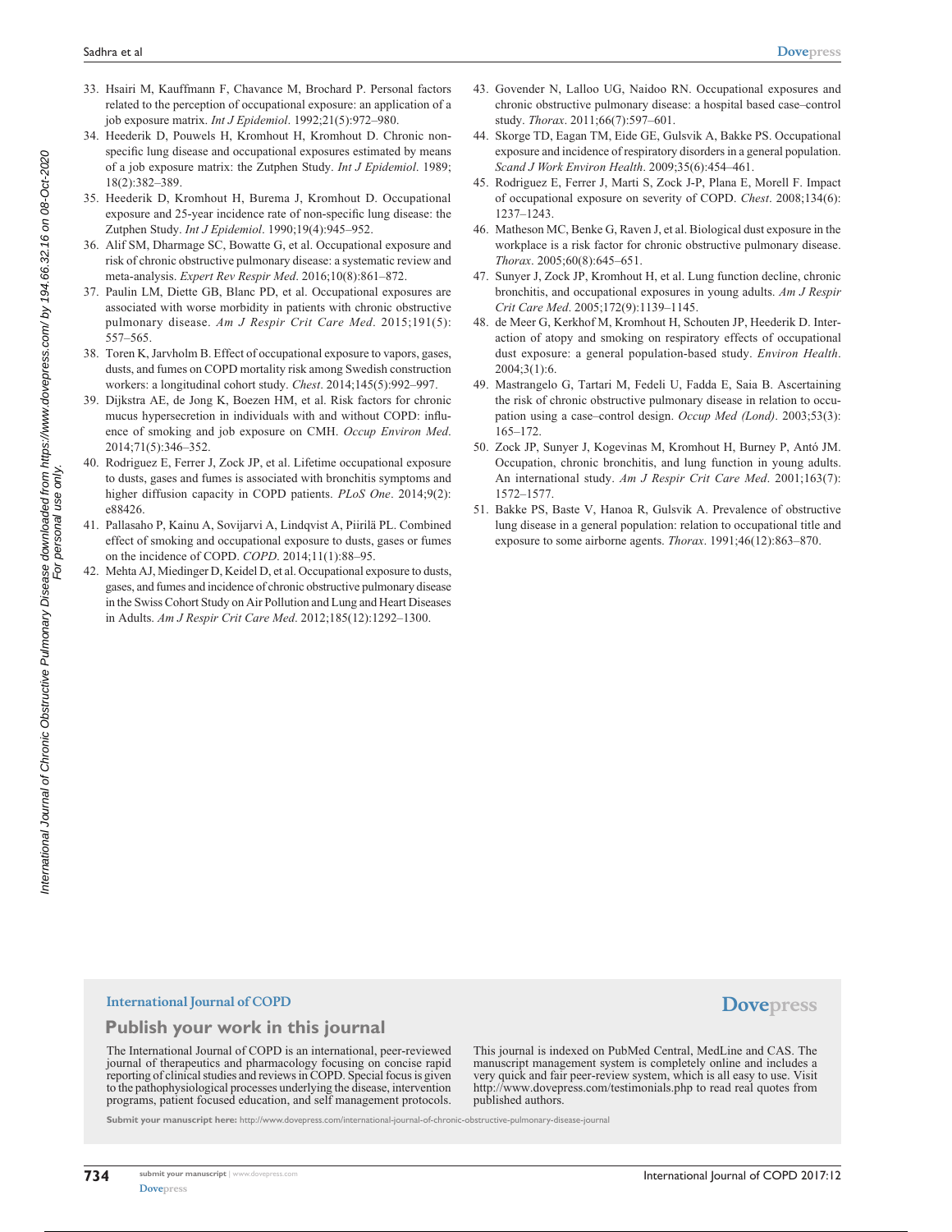33. Hsairi M, Kauffmann F, Chavance M, Brochard P. Personal factors related to the perception of occupational exposure: an application of a job exposure matrix. *Int J Epidemiol*. 1992;21(5):972–980.
34. Heederik D, Pouwels H, Kromhout H, Kromhout D. Chronic non-specific lung disease and occupational exposures estimated by means of a job exposure matrix: the Zutphen Study. *Int J Epidemiol*. 1989; 18(2):382–389.
35. Heederik D, Kromhout H, Burema J, Kromhout D. Occupational exposure and 25-year incidence rate of non-specific lung disease: the Zutphen Study. *Int J Epidemiol*. 1990;19(4):945–952.
36. Alif SM, Dharmage SC, Bowatte G, et al. Occupational exposure and risk of chronic obstructive pulmonary disease: a systematic review and meta-analysis. *Expert Rev Respir Med*. 2016;10(8):861–872.
37. Paulin LM, Diette GB, Blanc PD, et al. Occupational exposures are associated with worse morbidity in patients with chronic obstructive pulmonary disease. *Am J Respir Crit Care Med*. 2015;191(5): 557–565.
38. Toren K, Jarvholm B. Effect of occupational exposure to vapors, gases, dusts, and fumes on COPD mortality risk among Swedish construction workers: a longitudinal cohort study. *Chest*. 2014;145(5):992–997.
39. Dijkstra AE, de Jong K, Boezen HM, et al. Risk factors for chronic mucus hypersecretion in individuals with and without COPD: influence of smoking and job exposure on CMH. *Occup Environ Med*. 2014;71(5):346–352.
40. Rodriguez E, Ferrer J, Zock JP, et al. Lifetime occupational exposure to dusts, gases and fumes is associated with bronchitis symptoms and higher diffusion capacity in COPD patients. *PLoS One*. 2014;9(2): e88426.
41. Pallasaho P, Kainu A, Sovijarvi A, Lindqvist A, Piirilä PL. Combined effect of smoking and occupational exposure to dusts, gases or fumes on the incidence of COPD. *COPD*. 2014;11(1):88–95.
42. Mehta AJ, Miedinger D, Keidel D, et al. Occupational exposure to dusts, gases, and fumes and incidence of chronic obstructive pulmonary disease in the Swiss Cohort Study on Air Pollution and Lung and Heart Diseases in Adults. *Am J Respir Crit Care Med*. 2012;185(12):1292–1300.
43. Govender N, Lalloo UG, Naidoo RN. Occupational exposures and chronic obstructive pulmonary disease: a hospital based case–control study. *Thorax*. 2011;66(7):597–601.
44. Skorge TD, Eagan TM, Eide GE, Gulsvik A, Bakke PS. Occupational exposure and incidence of respiratory disorders in a general population. *Scand J Work Environ Health*. 2009;35(6):454–461.
45. Rodriguez E, Ferrer J, Marti S, Zock J-P, Plana E, Morell F. Impact of occupational exposure on severity of COPD. *Chest*. 2008;134(6): 1237–1243.
46. Matheson MC, Benke G, Raven J, et al. Biological dust exposure in the workplace is a risk factor for chronic obstructive pulmonary disease. *Thorax*. 2005;60(8):645–651.
47. Sunyer J, Zock JP, Kromhout H, et al. Lung function decline, chronic bronchitis, and occupational exposures in young adults. *Am J Respir Crit Care Med*. 2005;172(9):1139–1145.
48. de Meer G, Kerkhof M, Kromhout H, Schouten JP, Heederik D. Interaction of atopy and smoking on respiratory effects of occupational dust exposure: a general population-based study. *Environ Health*. 2004;3(1):6.
49. Mastrangelo G, Tartari M, Fedeli U, Fadda E, Saia B. Ascertaining the risk of chronic obstructive pulmonary disease in relation to occupation using a case–control design. *Occup Med (Lond)*. 2003;53(3): 165–172.
50. Zock JP, Sunyer J, Kogevinas M, Kromhout H, Burney P, Antó JM. Occupation, chronic bronchitis, and lung function in young adults. An international study. *Am J Respir Crit Care Med*. 2001;163(7): 1572–1577.
51. Bakke PS, Baste V, Hanoa R, Gulsvik A. Prevalence of obstructive lung disease in a general population: relation to occupational title and exposure to some airborne agents. *Thorax*. 1991;46(12):863–870.

**International Journal of COPD**

**Publish your work in this journal**

The International Journal of COPD is an international, peer-reviewed journal of therapeutics and pharmacology focusing on concise rapid reporting of clinical studies and reviews in COPD. Special focus is given to the pathophysiological processes underlying the disease, intervention programs, patient focused education, and self management protocols. This journal is indexed on PubMed Central, MedLine and CAS. The manuscript management system is completely online and includes a very quick and fair peer-review system, which is all easy to use. Visit http://www.dovepress.com/testimonials.php to read real quotes from published authors.

**Submit your manuscript here:** http://www.dovepress.com/international-journal-of-chronic-obstructive-pulmonary-disease-journal